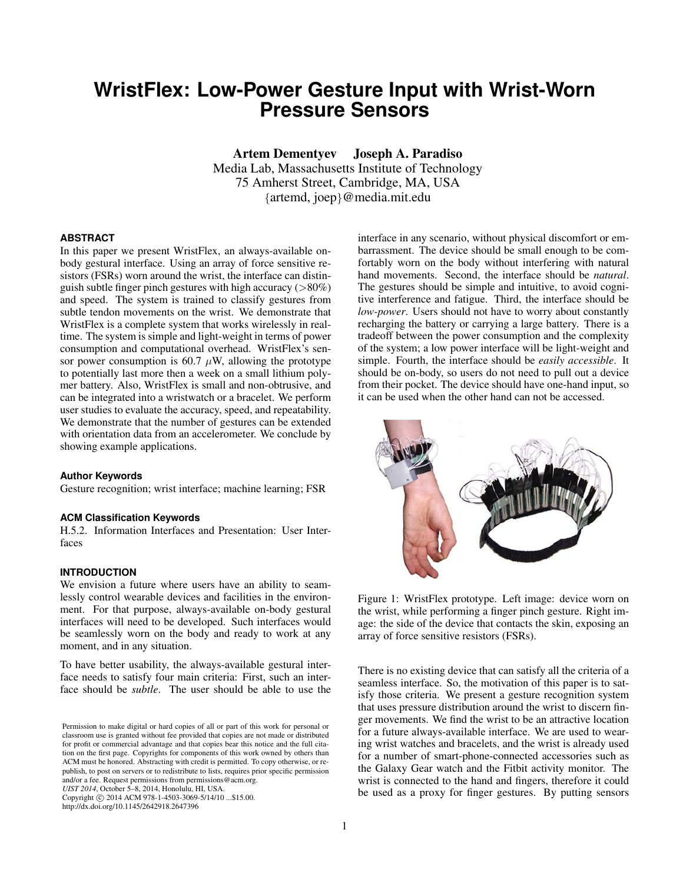# WristFlex: Low-Power Gesture Input with Wrist-Worn Pressure Sensors

**Artem Dementyev Joseph A. Paradiso**
Media Lab, Massachusetts Institute of Technology
75 Amherst Street, Cambridge, MA, USA
{artemd, joep}@media.mit.edu

## ABSTRACT

In this paper we present WristFlex, an always-available on-body gestural interface. Using an array of force sensitive resistors (FSRs) worn around the wrist, the interface can distinguish subtle finger pinch gestures with high accuracy (>80%) and speed. The system is trained to classify gestures from subtle tendon movements on the wrist. We demonstrate that WristFlex is a complete system that works wirelessly in real-time. The system is simple and light-weight in terms of power consumption and computational overhead. WristFlex's sensor power consumption is 60.7 $\mu$W, allowing the prototype to potentially last more then a week on a small lithium polymer battery. Also, WristFlex is small and non-obtrusive, and can be integrated into a wristwatch or a bracelet. We perform user studies to evaluate the accuracy, speed, and repeatability. We demonstrate that the number of gestures can be extended with orientation data from an accelerometer. We conclude by showing example applications.

### Author Keywords

Gesture recognition; wrist interface; machine learning; FSR

### ACM Classification Keywords

H.5.2. Information Interfaces and Presentation: User Interfaces

## INTRODUCTION

We envision a future where users have an ability to seamlessly control wearable devices and facilities in the environment. For that purpose, always-available on-body gestural interfaces will need to be developed. Such interfaces would be seamlessly worn on the body and ready to work at any moment, and in any situation.

To have better usability, the always-available gestural interface needs to satisfy four main criteria: First, such an interface should be *subtle*. The user should be able to use the interface in any scenario, without physical discomfort or embarrassment. The device should be small enough to be comfortably worn on the body without interfering with natural hand movements. Second, the interface should be *natural*. The gestures should be simple and intuitive, to avoid cognitive interference and fatigue. Third, the interface should be *low-power*. Users should not have to worry about constantly recharging the battery or carrying a large battery. There is a tradeoff between the power consumption and the complexity of the system; a low power interface will be light-weight and simple. Fourth, the interface should be *easily accessible*. It should be on-body, so users do not need to pull out a device from their pocket. The device should have one-hand input, so it can be used when the other hand can not be accessed.

Figure 1: WristFlex prototype. Left image: device worn on the wrist, while performing a finger pinch gesture. Right image: the side of the device that contacts the skin, exposing an array of force sensitive resistors (FSRs).

There is no existing device that can satisfy all the criteria of a seamless interface. So, the motivation of this paper is to satisfy those criteria. We present a gesture recognition system that uses pressure distribution around the wrist to discern finger movements. We find the wrist to be an attractive location for a future always-available interface. We are used to wearing wrist watches and bracelets, and the wrist is already used for a number of smart-phone-connected accessories such as the Galaxy Gear watch and the Fitbit activity monitor. The wrist is connected to the hand and fingers, therefore it could be used as a proxy for finger gestures. By putting sensors

Permission to make digital or hard copies of all or part of this work for personal or classroom use is granted without fee provided that copies are not made or distributed for profit or commercial advantage and that copies bear this notice and the full citation on the first page. Copyrights for components of this work owned by others than ACM must be honored. Abstracting with credit is permitted. To copy otherwise, or republish, to post on servers or to redistribute to lists, requires prior specific permission and/or a fee. Request permissions from permissions@acm.org.
*UIST 2014*, October 5–8, 2014, Honolulu, HI, USA.
Copyright © 2014 ACM 978-1-4503-3069-5/14/10 ...$15.00.
http://dx.doi.org/10.1145/2642918.2647396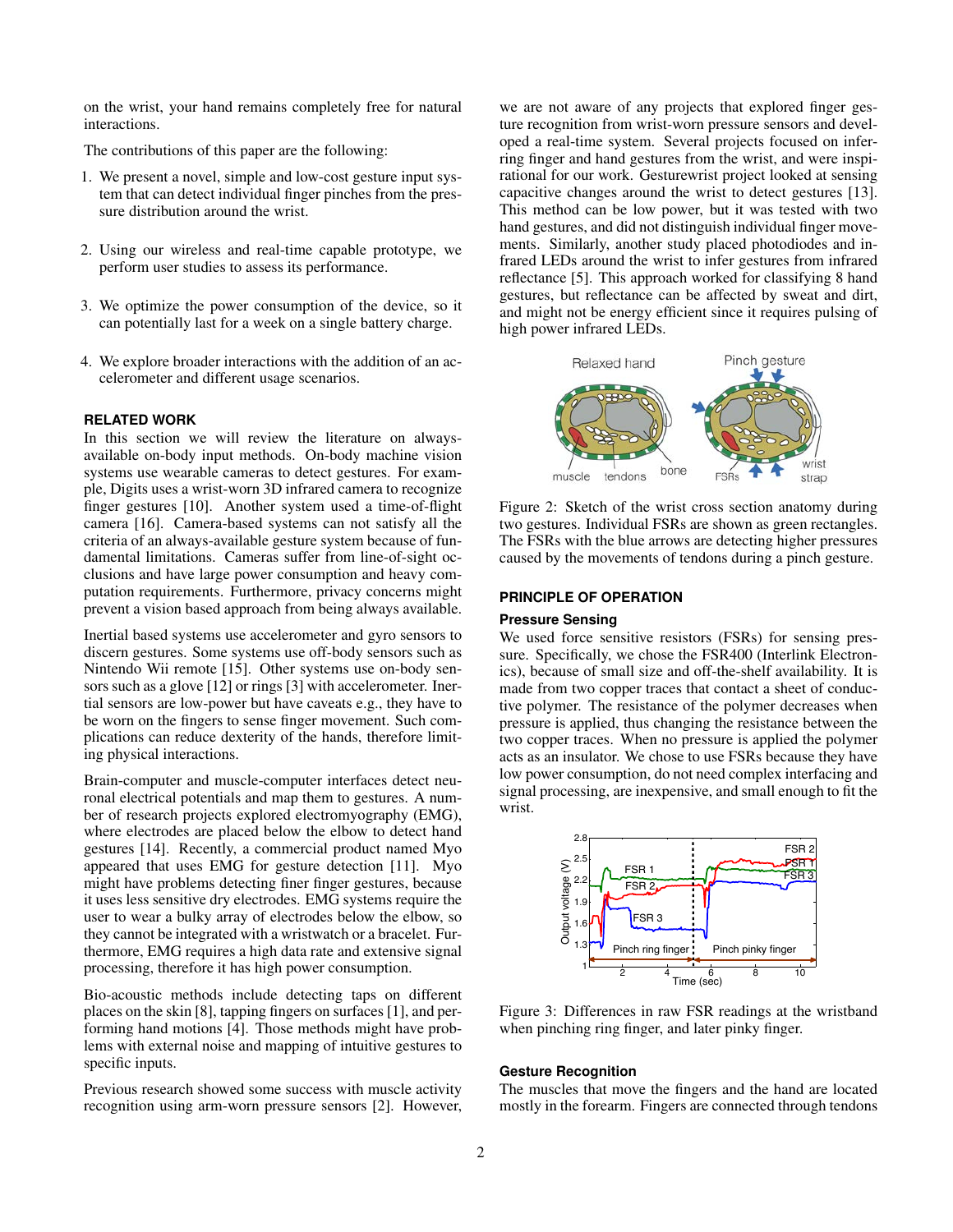on the wrist, your hand remains completely free for natural interactions.

The contributions of this paper are the following:

1. We present a novel, simple and low-cost gesture input system that can detect individual finger pinches from the pressure distribution around the wrist.

2. Using our wireless and real-time capable prototype, we perform user studies to assess its performance.

3. We optimize the power consumption of the device, so it can potentially last for a week on a single battery charge.

4. We explore broader interactions with the addition of an accelerometer and different usage scenarios.

## RELATED WORK

In this section we will review the literature on always-available on-body input methods. On-body machine vision systems use wearable cameras to detect gestures. For example, Digits uses a wrist-worn 3D infrared camera to recognize finger gestures [10]. Another system used a time-of-flight camera [16]. Camera-based systems can not satisfy all the criteria of an always-available gesture system because of fundamental limitations. Cameras suffer from line-of-sight occlusions and have large power consumption and heavy computation requirements. Furthermore, privacy concerns might prevent a vision based approach from being always available.

Inertial based systems use accelerometer and gyro sensors to discern gestures. Some systems use off-body sensors such as Nintendo Wii remote [15]. Other systems use on-body sensors such as a glove [12] or rings [3] with accelerometer. Inertial sensors are low-power but have caveats e.g., they have to be worn on the fingers to sense finger movement. Such complications can reduce dexterity of the hands, therefore limiting physical interactions.

Brain-computer and muscle-computer interfaces detect neuronal electrical potentials and map them to gestures. A number of research projects explored electromyography (EMG), where electrodes are placed below the elbow to detect hand gestures [14]. Recently, a commercial product named Myo appeared that uses EMG for gesture detection [11]. Myo might have problems detecting finer finger gestures, because it uses less sensitive dry electrodes. EMG systems require the user to wear a bulky array of electrodes below the elbow, so they cannot be integrated with a wristwatch or a bracelet. Furthermore, EMG requires a high data rate and extensive signal processing, therefore it has high power consumption.

Bio-acoustic methods include detecting taps on different places on the skin [8], tapping fingers on surfaces [1], and performing hand motions [4]. Those methods might have problems with external noise and mapping of intuitive gestures to specific inputs.

Previous research showed some success with muscle activity recognition using arm-worn pressure sensors [2]. However, we are not aware of any projects that explored finger gesture recognition from wrist-worn pressure sensors and developed a real-time system. Several projects focused on inferring finger and hand gestures from the wrist, and were inspirational for our work. Gesturewrist project looked at sensing capacitive changes around the wrist to detect gestures [13]. This method can be low power, but it was tested with two hand gestures, and did not distinguish individual finger movements. Similarly, another study placed photodiodes and infrared LEDs around the wrist to infer gestures from infrared reflectance [5]. This approach worked for classifying 8 hand gestures, but reflectance can be affected by sweat and dirt, and might not be energy efficient since it requires pulsing of high power infrared LEDs.

Figure 2: Sketch of the wrist cross section anatomy during two gestures. Individual FSRs are shown as green rectangles. The FSRs with the blue arrows are detecting higher pressures caused by the movements of tendons during a pinch gesture.

## PRINCIPLE OF OPERATION

### Pressure Sensing

We used force sensitive resistors (FSRs) for sensing pressure. Specifically, we chose the FSR400 (Interlink Electronics), because of small size and off-the-shelf availability. It is made from two copper traces that contact a sheet of conductive polymer. The resistance of the polymer decreases when pressure is applied, thus changing the resistance between the two copper traces. When no pressure is applied the polymer acts as an insulator. We chose to use FSRs because they have low power consumption, do not need complex interfacing and signal processing, are inexpensive, and small enough to fit the wrist.

Figure 3: Differences in raw FSR readings at the wristband when pinching ring finger, and later pinky finger.

### Gesture Recognition

The muscles that move the fingers and the hand are located mostly in the forearm. Fingers are connected through tendons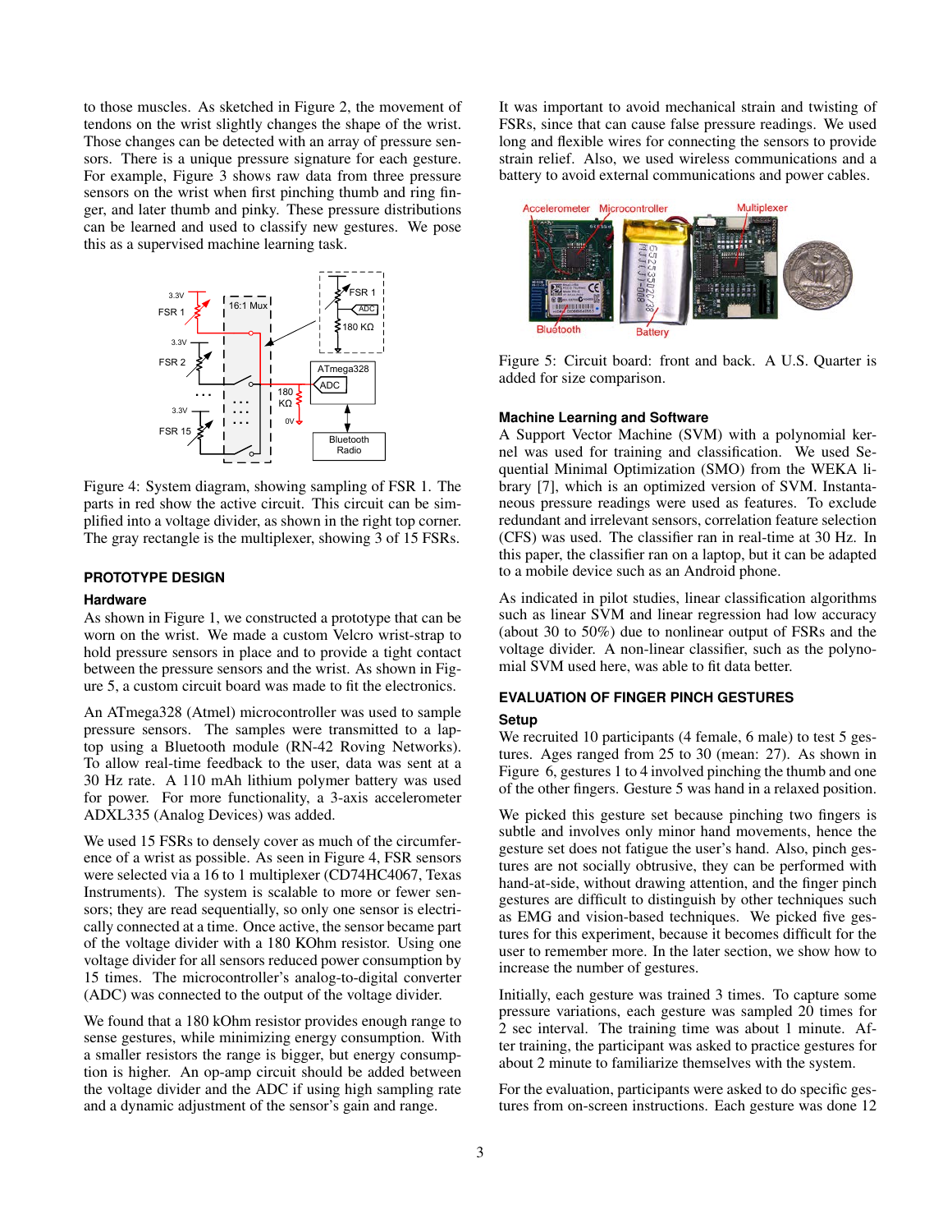to those muscles. As sketched in Figure 2, the movement of tendons on the wrist slightly changes the shape of the wrist. Those changes can be detected with an array of pressure sensors. There is a unique pressure signature for each gesture. For example, Figure 3 shows raw data from three pressure sensors on the wrist when first pinching thumb and ring finger, and later thumb and pinky. These pressure distributions can be learned and used to classify new gestures. We pose this as a supervised machine learning task.

Figure 4: System diagram, showing sampling of FSR 1. The parts in red show the active circuit. This circuit can be simplified into a voltage divider, as shown in the right top corner. The gray rectangle is the multiplexer, showing 3 of 15 FSRs.

## PROTOTYPE DESIGN

### Hardware

As shown in Figure 1, we constructed a prototype that can be worn on the wrist. We made a custom Velcro wrist-strap to hold pressure sensors in place and to provide a tight contact between the pressure sensors and the wrist. As shown in Figure 5, a custom circuit board was made to fit the electronics.

An ATmega328 (Atmel) microcontroller was used to sample pressure sensors. The samples were transmitted to a laptop using a Bluetooth module (RN-42 Roving Networks). To allow real-time feedback to the user, data was sent at a 30 Hz rate. A 110 mAh lithium polymer battery was used for power. For more functionality, a 3-axis accelerometer ADXL335 (Analog Devices) was added.

We used 15 FSRs to densely cover as much of the circumference of a wrist as possible. As seen in Figure 4, FSR sensors were selected via a 16 to 1 multiplexer (CD74HC4067, Texas Instruments). The system is scalable to more or fewer sensors; they are read sequentially, so only one sensor is electrically connected at a time. Once active, the sensor became part of the voltage divider with a 180 KOhm resistor. Using one voltage divider for all sensors reduced power consumption by 15 times. The microcontroller's analog-to-digital converter (ADC) was connected to the output of the voltage divider.

We found that a 180 kOhm resistor provides enough range to sense gestures, while minimizing energy consumption. With a smaller resistors the range is bigger, but energy consumption is higher. An op-amp circuit should be added between the voltage divider and the ADC if using high sampling rate and a dynamic adjustment of the sensor's gain and range.

It was important to avoid mechanical strain and twisting of FSRs, since that can cause false pressure readings. We used long and flexible wires for connecting the sensors to provide strain relief. Also, we used wireless communications and a battery to avoid external communications and power cables.

Figure 5: Circuit board: front and back. A U.S. Quarter is added for size comparison.

### Machine Learning and Software

A Support Vector Machine (SVM) with a polynomial kernel was used for training and classification. We used Sequential Minimal Optimization (SMO) from the WEKA library [7], which is an optimized version of SVM. Instantaneous pressure readings were used as features. To exclude redundant and irrelevant sensors, correlation feature selection (CFS) was used. The classifier ran in real-time at 30 Hz. In this paper, the classifier ran on a laptop, but it can be adapted to a mobile device such as an Android phone.

As indicated in pilot studies, linear classification algorithms such as linear SVM and linear regression had low accuracy (about 30 to 50%) due to nonlinear output of FSRs and the voltage divider. A non-linear classifier, such as the polynomial SVM used here, was able to fit data better.

## EVALUATION OF FINGER PINCH GESTURES

### Setup

We recruited 10 participants (4 female, 6 male) to test 5 gestures. Ages ranged from 25 to 30 (mean: 27). As shown in Figure 6, gestures 1 to 4 involved pinching the thumb and one of the other fingers. Gesture 5 was hand in a relaxed position.

We picked this gesture set because pinching two fingers is subtle and involves only minor hand movements, hence the gesture set does not fatigue the user's hand. Also, pinch gestures are not socially obtrusive, they can be performed with hand-at-side, without drawing attention, and the finger pinch gestures are difficult to distinguish by other techniques such as EMG and vision-based techniques. We picked five gestures for this experiment, because it becomes difficult for the user to remember more. In the later section, we show how to increase the number of gestures.

Initially, each gesture was trained 3 times. To capture some pressure variations, each gesture was sampled 20 times for 2 sec interval. The training time was about 1 minute. After training, the participant was asked to practice gestures for about 2 minute to familiarize themselves with the system.

For the evaluation, participants were asked to do specific gestures from on-screen instructions. Each gesture was done 12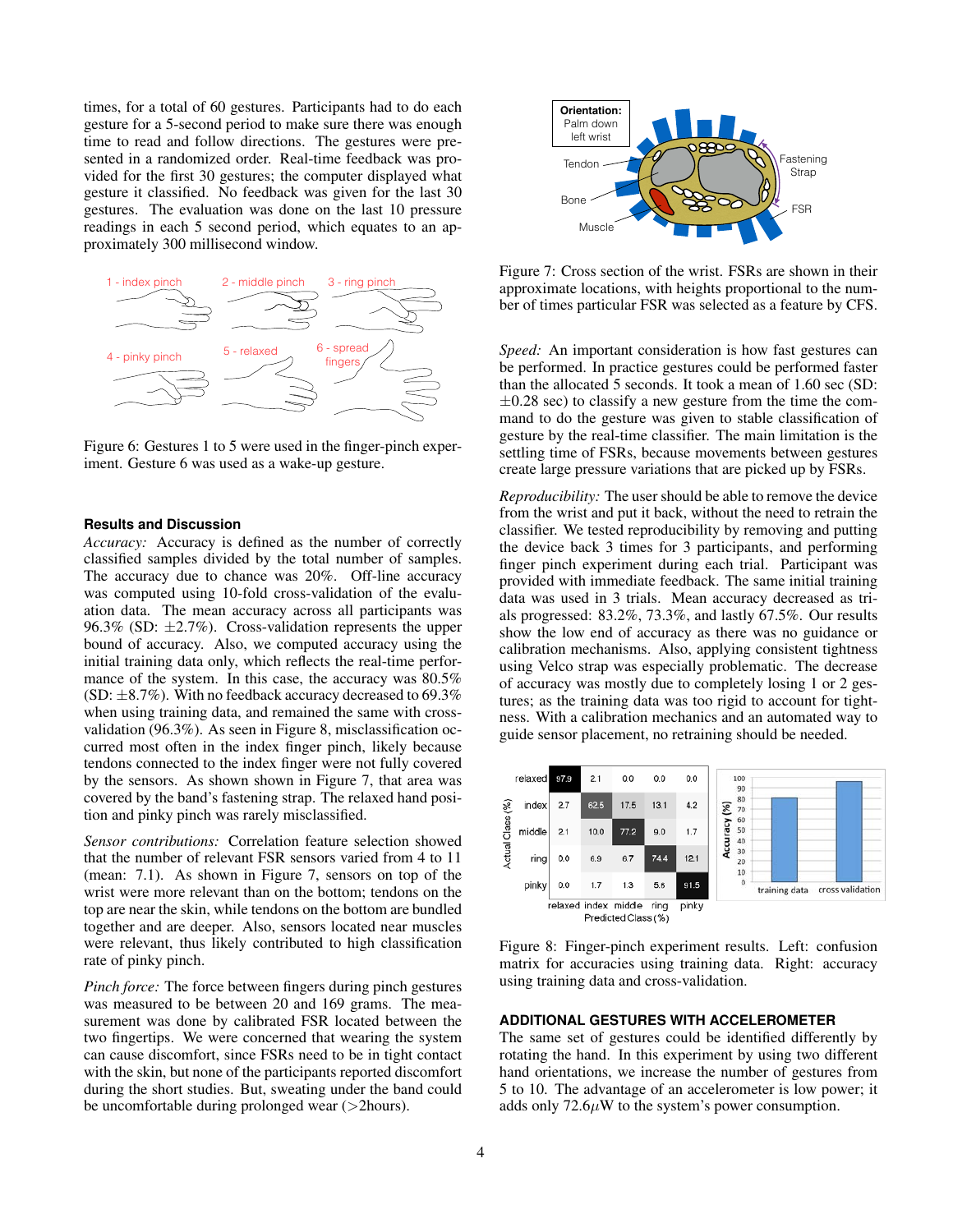times, for a total of 60 gestures. Participants had to do each gesture for a 5-second period to make sure there was enough time to read and follow directions. The gestures were presented in a randomized order. Real-time feedback was provided for the first 30 gestures; the computer displayed what gesture it classified. No feedback was given for the last 30 gestures. The evaluation was done on the last 10 pressure readings in each 5 second period, which equates to an approximately 300 millisecond window.

Figure 6: Gestures 1 to 5 were used in the finger-pinch experiment. Gesture 6 was used as a wake-up gesture.

### Results and Discussion

*Accuracy:* Accuracy is defined as the number of correctly classified samples divided by the total number of samples. The accuracy due to chance was 20%. Off-line accuracy was computed using 10-fold cross-validation of the evaluation data. The mean accuracy across all participants was 96.3% (SD: ±2.7%). Cross-validation represents the upper bound of accuracy. Also, we computed accuracy using the initial training data only, which reflects the real-time performance of the system. In this case, the accuracy was 80.5% (SD: ±8.7%). With no feedback accuracy decreased to 69.3% when using training data, and remained the same with cross-validation (96.3%). As seen in Figure 8, misclassification occurred most often in the index finger pinch, likely because tendons connected to the index finger were not fully covered by the sensors. As shown shown in Figure 7, that area was covered by the band's fastening strap. The relaxed hand position and pinky pinch was rarely misclassified.

*Sensor contributions:* Correlation feature selection showed that the number of relevant FSR sensors varied from 4 to 11 (mean: 7.1). As shown in Figure 7, sensors on top of the wrist were more relevant than on the bottom; tendons on the top are near the skin, while tendons on the bottom are bundled together and are deeper. Also, sensors located near muscles were relevant, thus likely contributed to high classification rate of pinky pinch.

*Pinch force:* The force between fingers during pinch gestures was measured to be between 20 and 169 grams. The measurement was done by calibrated FSR located between the two fingertips. We were concerned that wearing the system can cause discomfort, since FSRs need to be in tight contact with the skin, but none of the participants reported discomfort during the short studies. But, sweating under the band could be uncomfortable during prolonged wear (>2hours).

Figure 7: Cross section of the wrist. FSRs are shown in their approximate locations, with heights proportional to the number of times particular FSR was selected as a feature by CFS.

*Speed:* An important consideration is how fast gestures can be performed. In practice gestures could be performed faster than the allocated 5 seconds. It took a mean of 1.60 sec (SD: ±0.28 sec) to classify a new gesture from the time the command to do the gesture was given to stable classification of gesture by the real-time classifier. The main limitation is the settling time of FSRs, because movements between gestures create large pressure variations that are picked up by FSRs.

*Reproducibility:* The user should be able to remove the device from the wrist and put it back, without the need to retrain the classifier. We tested reproducibility by removing and putting the device back 3 times for 3 participants, and performing finger pinch experiment during each trial. Participant was provided with immediate feedback. The same initial training data was used in 3 trials. Mean accuracy decreased as trials progressed: 83.2%, 73.3%, and lastly 67.5%. Our results show the low end of accuracy as there was no guidance or calibration mechanisms. Also, applying consistent tightness using Velco strap was especially problematic. The decrease of accuracy was mostly due to completely losing 1 or 2 gestures; as the training data was too rigid to account for tightness. With a calibration mechanics and an automated way to guide sensor placement, no retraining should be needed.

| Actual Class (%) \ Predicted Class (%) | relaxed | index | middle | ring | pinky |
|---|---|---|---|---|---|
| relaxed | 97.9 | 2.1 | 0.0 | 0.0 | 0.0 |
| index | 2.7 | 62.5 | 17.5 | 13.1 | 4.2 |
| middle | 2.1 | 10.0 | 77.2 | 9.0 | 1.7 |
| ring | 0.0 | 6.9 | 6.7 | 74.4 | 12.1 |
| pinky | 0.0 | 1.7 | 1.3 | 5.5 | 91.5 |

Figure 8: Finger-pinch experiment results. Left: confusion matrix for accuracies using training data. Right: accuracy using training data and cross-validation.

## ADDITIONAL GESTURES WITH ACCELEROMETER

The same set of gestures could be identified differently by rotating the hand. In this experiment by using two different hand orientations, we increase the number of gestures from 5 to 10. The advantage of an accelerometer is low power; it adds only 72.6$\mu$W to the system's power consumption.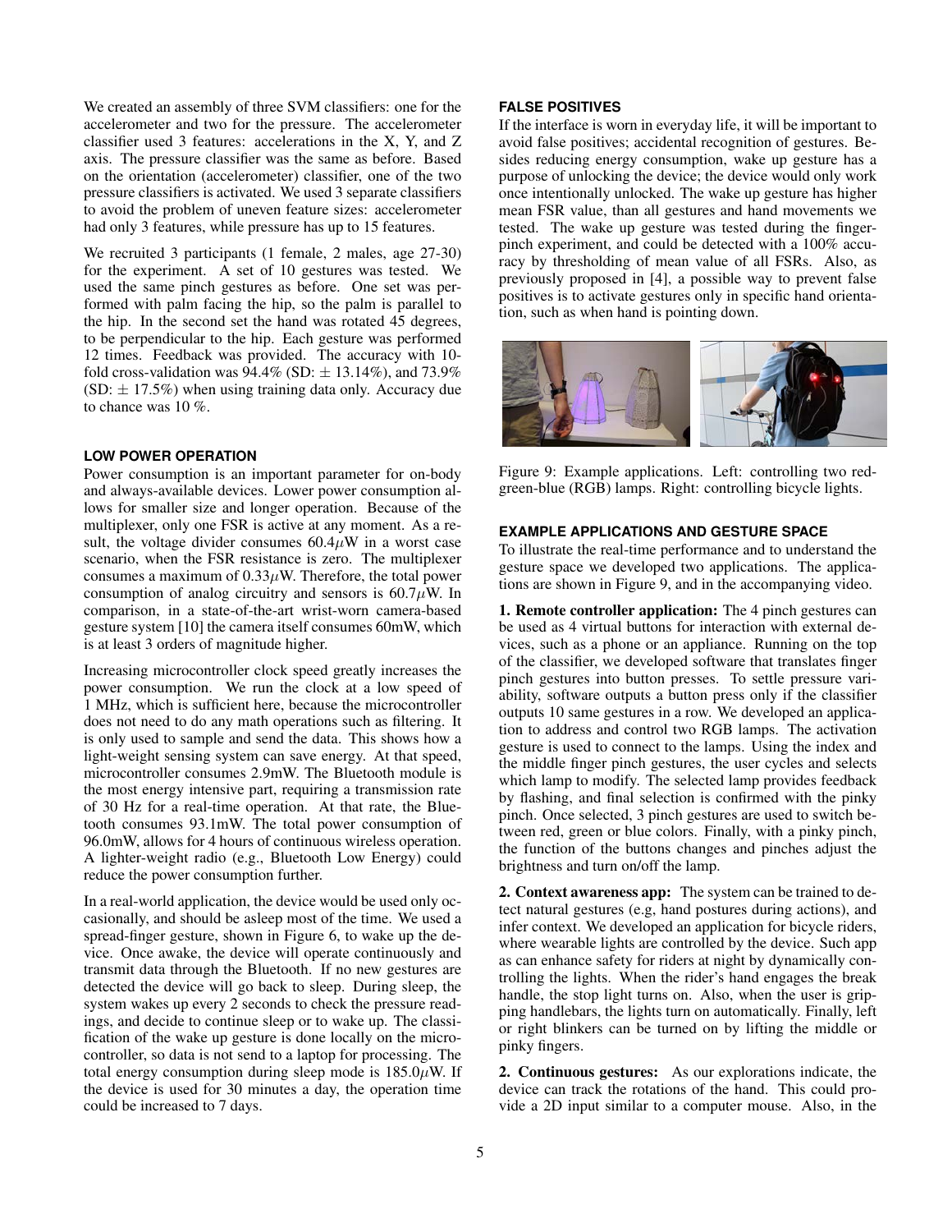We created an assembly of three SVM classifiers: one for the accelerometer and two for the pressure. The accelerometer classifier used 3 features: accelerations in the X, Y, and Z axis. The pressure classifier was the same as before. Based on the orientation (accelerometer) classifier, one of the two pressure classifiers is activated. We used 3 separate classifiers to avoid the problem of uneven feature sizes: accelerometer had only 3 features, while pressure has up to 15 features.

We recruited 3 participants (1 female, 2 males, age 27-30) for the experiment. A set of 10 gestures was tested. We used the same pinch gestures as before. One set was performed with palm facing the hip, so the palm is parallel to the hip. In the second set the hand was rotated 45 degrees, to be perpendicular to the hip. Each gesture was performed 12 times. Feedback was provided. The accuracy with 10-fold cross-validation was 94.4% (SD: $\pm$ 13.14%), and 73.9% (SD: $\pm$ 17.5%) when using training data only. Accuracy due to chance was 10 %.

### LOW POWER OPERATION

Power consumption is an important parameter for on-body and always-available devices. Lower power consumption allows for smaller size and longer operation. Because of the multiplexer, only one FSR is active at any moment. As a result, the voltage divider consumes $60.4\mu$W in a worst case scenario, when the FSR resistance is zero. The multiplexer consumes a maximum of $0.33\mu$W. Therefore, the total power consumption of analog circuitry and sensors is $60.7\mu$W. In comparison, in a state-of-the-art wrist-worn camera-based gesture system [10] the camera itself consumes 60mW, which is at least 3 orders of magnitude higher.

Increasing microcontroller clock speed greatly increases the power consumption. We run the clock at a low speed of 1 MHz, which is sufficient here, because the microcontroller does not need to do any math operations such as filtering. It is only used to sample and send the data. This shows how a light-weight sensing system can save energy. At that speed, microcontroller consumes 2.9mW. The Bluetooth module is the most energy intensive part, requiring a transmission rate of 30 Hz for a real-time operation. At that rate, the Bluetooth consumes 93.1mW. The total power consumption of 96.0mW, allows for 4 hours of continuous wireless operation. A lighter-weight radio (e.g., Bluetooth Low Energy) could reduce the power consumption further.

In a real-world application, the device would be used only occasionally, and should be asleep most of the time. We used a spread-finger gesture, shown in Figure 6, to wake up the device. Once awake, the device will operate continuously and transmit data through the Bluetooth. If no new gestures are detected the device will go back to sleep. During sleep, the system wakes up every 2 seconds to check the pressure readings, and decide to continue sleep or to wake up. The classification of the wake up gesture is done locally on the microcontroller, so data is not send to a laptop for processing. The total energy consumption during sleep mode is $185.0\mu$W. If the device is used for 30 minutes a day, the operation time could be increased to 7 days.

### FALSE POSITIVES

If the interface is worn in everyday life, it will be important to avoid false positives; accidental recognition of gestures. Besides reducing energy consumption, wake up gesture has a purpose of unlocking the device; the device would only work once intentionally unlocked. The wake up gesture has higher mean FSR value, than all gestures and hand movements we tested. The wake up gesture was tested during the finger-pinch experiment, and could be detected with a 100% accuracy by thresholding of mean value of all FSRs. Also, as previously proposed in [4], a possible way to prevent false positives is to activate gestures only in specific hand orientation, such as when hand is pointing down.

Figure 9: Example applications. Left: controlling two red-green-blue (RGB) lamps. Right: controlling bicycle lights.

### EXAMPLE APPLICATIONS AND GESTURE SPACE

To illustrate the real-time performance and to understand the gesture space we developed two applications. The applications are shown in Figure 9, and in the accompanying video.

**1. Remote controller application:** The 4 pinch gestures can be used as 4 virtual buttons for interaction with external devices, such as a phone or an appliance. Running on the top of the classifier, we developed software that translates finger pinch gestures into button presses. To settle pressure variability, software outputs a button press only if the classifier outputs 10 same gestures in a row. We developed an application to address and control two RGB lamps. The activation gesture is used to connect to the lamps. Using the index and the middle finger pinch gestures, the user cycles and selects which lamp to modify. The selected lamp provides feedback by flashing, and final selection is confirmed with the pinky pinch. Once selected, 3 pinch gestures are used to switch between red, green or blue colors. Finally, with a pinky pinch, the function of the buttons changes and pinches adjust the brightness and turn on/off the lamp.

**2. Context awareness app:** The system can be trained to detect natural gestures (e.g, hand postures during actions), and infer context. We developed an application for bicycle riders, where wearable lights are controlled by the device. Such app as can enhance safety for riders at night by dynamically controlling the lights. When the rider's hand engages the break handle, the stop light turns on. Also, when the user is gripping handlebars, the lights turn on automatically. Finally, left or right blinkers can be turned on by lifting the middle or pinky fingers.

**2. Continuous gestures:** As our explorations indicate, the device can track the rotations of the hand. This could provide a 2D input similar to a computer mouse. Also, in the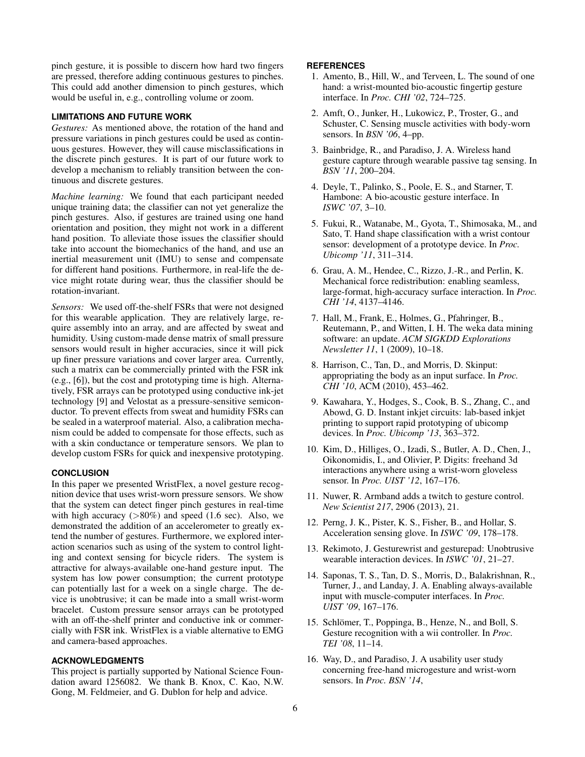pinch gesture, it is possible to discern how hard two fingers are pressed, therefore adding continuous gestures to pinches. This could add another dimension to pinch gestures, which would be useful in, e.g., controlling volume or zoom.

## LIMITATIONS AND FUTURE WORK

*Gestures:* As mentioned above, the rotation of the hand and pressure variations in pinch gestures could be used as continuous gestures. However, they will cause misclassifications in the discrete pinch gestures. It is part of our future work to develop a mechanism to reliably transition between the continuous and discrete gestures.

*Machine learning:* We found that each participant needed unique training data; the classifier can not yet generalize the pinch gestures. Also, if gestures are trained using one hand orientation and position, they might not work in a different hand position. To alleviate those issues the classifier should take into account the biomechanics of the hand, and use an inertial measurement unit (IMU) to sense and compensate for different hand positions. Furthermore, in real-life the device might rotate during wear, thus the classifier should be rotation-invariant.

*Sensors:* We used off-the-shelf FSRs that were not designed for this wearable application. They are relatively large, require assembly into an array, and are affected by sweat and humidity. Using custom-made dense matrix of small pressure sensors would result in higher accuracies, since it will pick up finer pressure variations and cover larger area. Currently, such a matrix can be commercially printed with the FSR ink (e.g., [6]), but the cost and prototyping time is high. Alternatively, FSR arrays can be prototyped using conductive ink-jet technology [9] and Velostat as a pressure-sensitive semiconductor. To prevent effects from sweat and humidity FSRs can be sealed in a waterproof material. Also, a calibration mechanism could be added to compensate for those effects, such as with a skin conductance or temperature sensors. We plan to develop custom FSRs for quick and inexpensive prototyping.

## CONCLUSION

In this paper we presented WristFlex, a novel gesture recognition device that uses wrist-worn pressure sensors. We show that the system can detect finger pinch gestures in real-time with high accuracy ($>$80%) and speed (1.6 sec). Also, we demonstrated the addition of an accelerometer to greatly extend the number of gestures. Furthermore, we explored interaction scenarios such as using of the system to control lighting and context sensing for bicycle riders. The system is attractive for always-available one-hand gesture input. The system has low power consumption; the current prototype can potentially last for a week on a single charge. The device is unobtrusive; it can be made into a small wrist-worm bracelet. Custom pressure sensor arrays can be prototyped with an off-the-shelf printer and conductive ink or commercially with FSR ink. WristFlex is a viable alternative to EMG and camera-based approaches.

## ACKNOWLEDGMENTS

This project is partially supported by National Science Foundation award 1256082. We thank B. Knox, C. Kao, N.W. Gong, M. Feldmeier, and G. Dublon for help and advice.

## REFERENCES

1. Amento, B., Hill, W., and Terveen, L. The sound of one hand: a wrist-mounted bio-acoustic fingertip gesture interface. In *Proc. CHI '02*, 724–725.
2. Amft, O., Junker, H., Lukowicz, P., Troster, G., and Schuster, C. Sensing muscle activities with body-worn sensors. In *BSN '06*, 4–pp.
3. Bainbridge, R., and Paradiso, J. A. Wireless hand gesture capture through wearable passive tag sensing. In *BSN '11*, 200–204.
4. Deyle, T., Palinko, S., Poole, E. S., and Starner, T. Hambone: A bio-acoustic gesture interface. In *ISWC '07*, 3–10.
5. Fukui, R., Watanabe, M., Gyota, T., Shimosaka, M., and Sato, T. Hand shape classification with a wrist contour sensor: development of a prototype device. In *Proc. Ubicomp '11*, 311–314.
6. Grau, A. M., Hendee, C., Rizzo, J.-R., and Perlin, K. Mechanical force redistribution: enabling seamless, large-format, high-accuracy surface interaction. In *Proc. CHI '14*, 4137–4146.
7. Hall, M., Frank, E., Holmes, G., Pfahringer, B., Reutemann, P., and Witten, I. H. The weka data mining software: an update. *ACM SIGKDD Explorations Newsletter 11*, 1 (2009), 10–18.
8. Harrison, C., Tan, D., and Morris, D. Skinput: appropriating the body as an input surface. In *Proc. CHI '10*, ACM (2010), 453–462.
9. Kawahara, Y., Hodges, S., Cook, B. S., Zhang, C., and Abowd, G. D. Instant inkjet circuits: lab-based inkjet printing to support rapid prototyping of ubicomp devices. In *Proc. Ubicomp '13*, 363–372.
10. Kim, D., Hilliges, O., Izadi, S., Butler, A. D., Chen, J., Oikonomidis, I., and Olivier, P. Digits: freehand 3d interactions anywhere using a wrist-worn gloveless sensor. In *Proc. UIST '12*, 167–176.
11. Nuwer, R. Armband adds a twitch to gesture control. *New Scientist 217*, 2906 (2013), 21.
12. Perng, J. K., Pister, K. S., Fisher, B., and Hollar, S. Acceleration sensing glove. In *ISWC '09*, 178–178.
13. Rekimoto, J. Gesturewrist and gesturepad: Unobtrusive wearable interaction devices. In *ISWC '01*, 21–27.
14. Saponas, T. S., Tan, D. S., Morris, D., Balakrishnan, R., Turner, J., and Landay, J. A. Enabling always-available input with muscle-computer interfaces. In *Proc. UIST '09*, 167–176.
15. Schlömer, T., Poppinga, B., Henze, N., and Boll, S. Gesture recognition with a wii controller. In *Proc. TEI '08*, 11–14.
16. Way, D., and Paradiso, J. A usability user study concerning free-hand microgesture and wrist-worn sensors. In *Proc. BSN '14*,